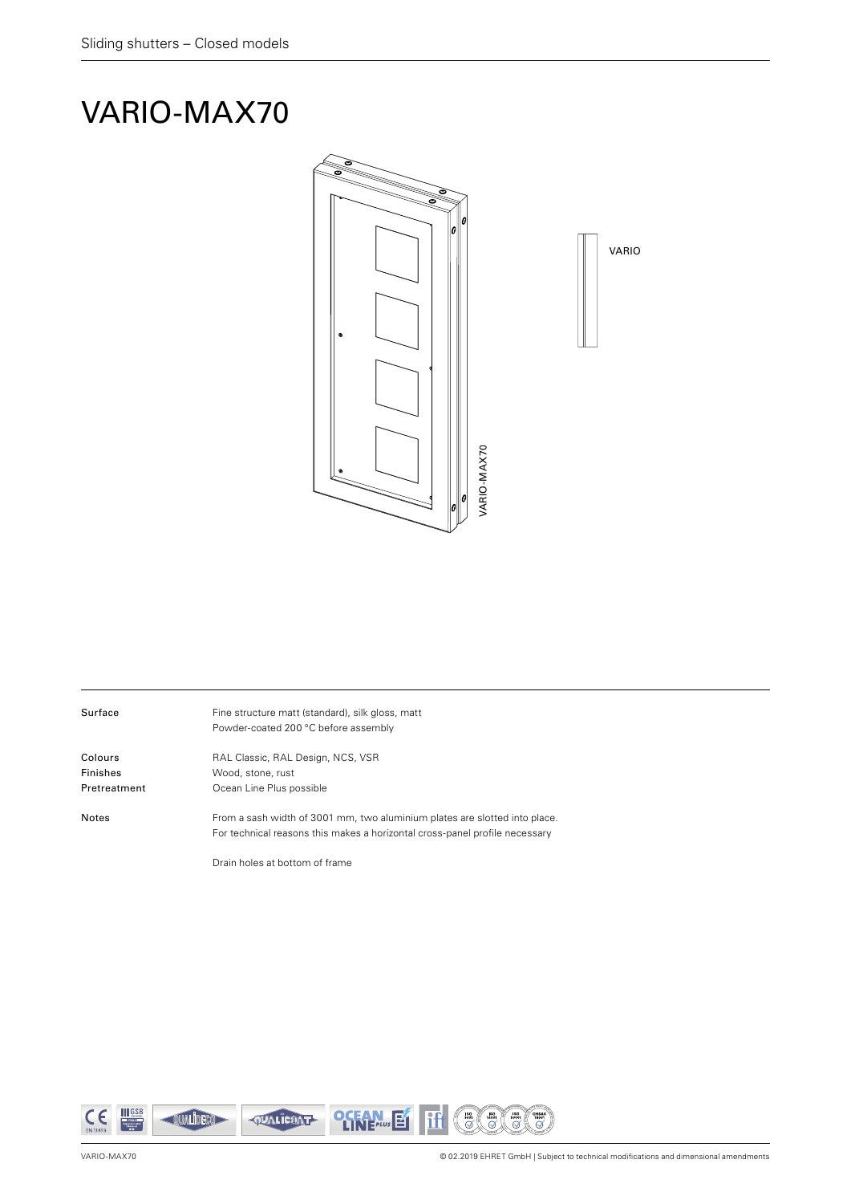# VARIO-MAX70

VARIO

VARIO-MAX70

| | |
|---|---|
| Surface | Fine structure matt (standard), silk gloss, matt<br>Powder-coated 200 °C before assembly |
| Colours | RAL Classic, RAL Design, NCS, VSR |
| Finishes | Wood, stone, rust |
| Pretreatment | Ocean Line Plus possible |
| Notes | From a sash width of 3001 mm, two aluminium plates are slotted into place.<br>For technical reasons this makes a horizontal cross-panel profile necessary<br><br>Drain holes at bottom of frame |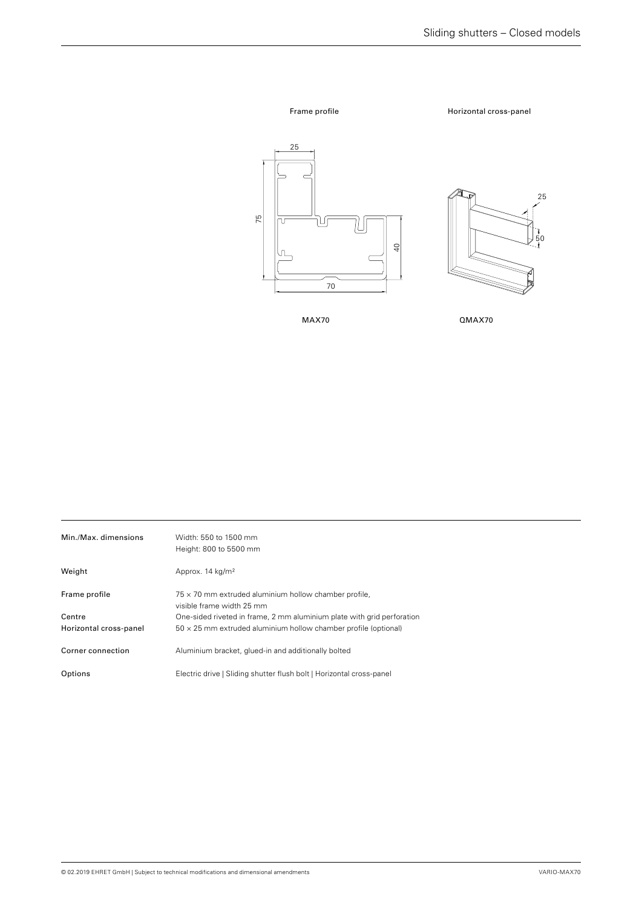Frame profile

Horizontal cross-panel

25

75

40

70

25

50

MAX70

QMAX70

| | |
|---|---|
| Min./Max. dimensions | Width: 550 to 1500 mm<br>Height: 800 to 5500 mm |
| Weight | Approx. 14 kg/m² |
| Frame profile | 75 × 70 mm extruded aluminium hollow chamber profile,<br>visible frame width 25 mm |
| Centre | One-sided riveted in frame, 2 mm aluminium plate with grid perforation |
| Horizontal cross-panel | 50 × 25 mm extruded aluminium hollow chamber profile (optional) |
| Corner connection | Aluminium bracket, glued-in and additionally bolted |
| Options | Electric drive \| Sliding shutter flush bolt \| Horizontal cross-panel |